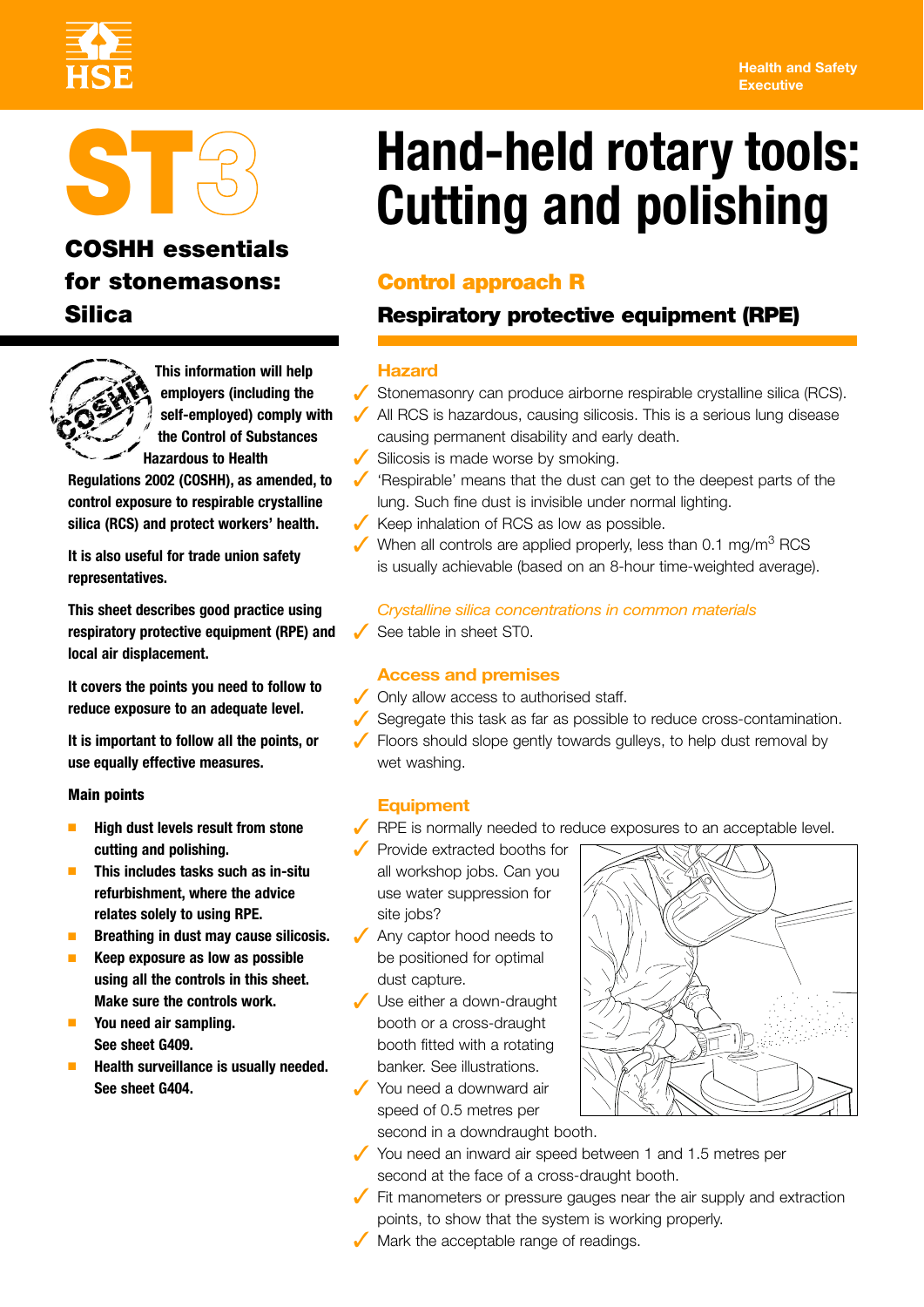# ST3

## COSHH essentials for stonemasons: Silica

# Hand-held rotary tools: Cutting and polishing

## Control approach R

### Respiratory protective equipment (RPE)

**This information will help employers (including the self-employed) comply with the Control of Substances Hazardous to Health Regulations 2002 (COSHH), as amended, to control exposure to respirable crystalline silica (RCS) and protect workers' health.**

**It is also useful for trade union safety representatives.**

**This sheet describes good practice using respiratory protective equipment (RPE) and local air displacement.**

**It covers the points you need to follow to reduce exposure to an adequate level.**

**It is important to follow all the points, or use equally effective measures.**

**Main points**

- **High dust levels result from stone cutting and polishing.**
- **This includes tasks such as in-situ refurbishment, where the advice relates solely to using RPE.**
- **Breathing in dust may cause silicosis.**
- **Keep exposure as low as possible using all the controls in this sheet. Make sure the controls work.**
- **You need air sampling. See sheet G409.**
- **Health surveillance is usually needed. See sheet G404.**

### Hazard

- ✓ Stonemasonry can produce airborne respirable crystalline silica (RCS).
- ✓ All RCS is hazardous, causing silicosis. This is a serious lung disease causing permanent disability and early death.
- ✓ Silicosis is made worse by smoking.
- ✓ 'Respirable' means that the dust can get to the deepest parts of the lung. Such fine dust is invisible under normal lighting.
- ✓ Keep inhalation of RCS as low as possible.
- ✓ When all controls are applied properly, less than 0.1 mg/m$^3$ RCS is usually achievable (based on an 8-hour time-weighted average).

*Crystalline silica concentrations in common materials*

- ✓ See table in sheet ST0.

### Access and premises

- ✓ Only allow access to authorised staff.
- ✓ Segregate this task as far as possible to reduce cross-contamination.
- ✓ Floors should slope gently towards gulleys, to help dust removal by wet washing.

### Equipment

- ✓ RPE is normally needed to reduce exposures to an acceptable level.
- ✓ Provide extracted booths for all workshop jobs. Can you use water suppression for site jobs?
- ✓ Any captor hood needs to be positioned for optimal dust capture.
- ✓ Use either a down-draught booth or a cross-draught booth fitted with a rotating banker. See illustrations.
- ✓ You need a downward air speed of 0.5 metres per second in a downdraught booth.
- ✓ You need an inward air speed between 1 and 1.5 metres per second at the face of a cross-draught booth.
- ✓ Fit manometers or pressure gauges near the air supply and extraction points, to show that the system is working properly.
- ✓ Mark the acceptable range of readings.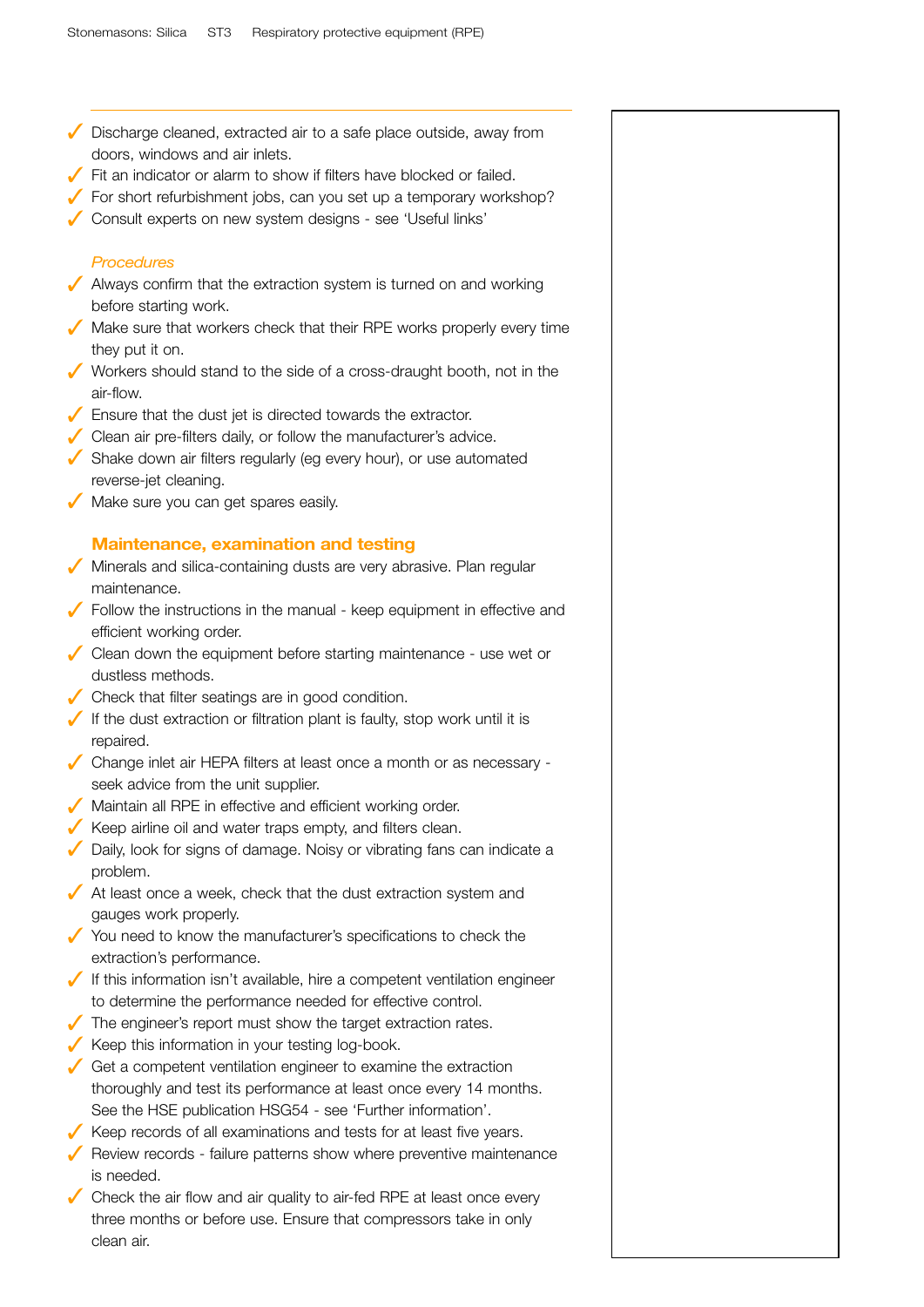- ✓ Discharge cleaned, extracted air to a safe place outside, away from doors, windows and air inlets.
- ✓ Fit an indicator or alarm to show if filters have blocked or failed.
- ✓ For short refurbishment jobs, can you set up a temporary workshop?
- ✓ Consult experts on new system designs - see 'Useful links'

*Procedures*

- ✓ Always confirm that the extraction system is turned on and working before starting work.
- ✓ Make sure that workers check that their RPE works properly every time they put it on.
- ✓ Workers should stand to the side of a cross-draught booth, not in the air-flow.
- ✓ Ensure that the dust jet is directed towards the extractor.
- ✓ Clean air pre-filters daily, or follow the manufacturer's advice.
- ✓ Shake down air filters regularly (eg every hour), or use automated reverse-jet cleaning.
- ✓ Make sure you can get spares easily.

## Maintenance, examination and testing

- ✓ Minerals and silica-containing dusts are very abrasive. Plan regular maintenance.
- ✓ Follow the instructions in the manual - keep equipment in effective and efficient working order.
- ✓ Clean down the equipment before starting maintenance - use wet or dustless methods.
- ✓ Check that filter seatings are in good condition.
- ✓ If the dust extraction or filtration plant is faulty, stop work until it is repaired.
- ✓ Change inlet air HEPA filters at least once a month or as necessary - seek advice from the unit supplier.
- ✓ Maintain all RPE in effective and efficient working order.
- ✓ Keep airline oil and water traps empty, and filters clean.
- ✓ Daily, look for signs of damage. Noisy or vibrating fans can indicate a problem.
- ✓ At least once a week, check that the dust extraction system and gauges work properly.
- ✓ You need to know the manufacturer's specifications to check the extraction's performance.
- ✓ If this information isn't available, hire a competent ventilation engineer to determine the performance needed for effective control.
- ✓ The engineer's report must show the target extraction rates.
- ✓ Keep this information in your testing log-book.
- ✓ Get a competent ventilation engineer to examine the extraction thoroughly and test its performance at least once every 14 months. See the HSE publication HSG54 - see 'Further information'.
- ✓ Keep records of all examinations and tests for at least five years.
- ✓ Review records - failure patterns show where preventive maintenance is needed.
- ✓ Check the air flow and air quality to air-fed RPE at least once every three months or before use. Ensure that compressors take in only clean air.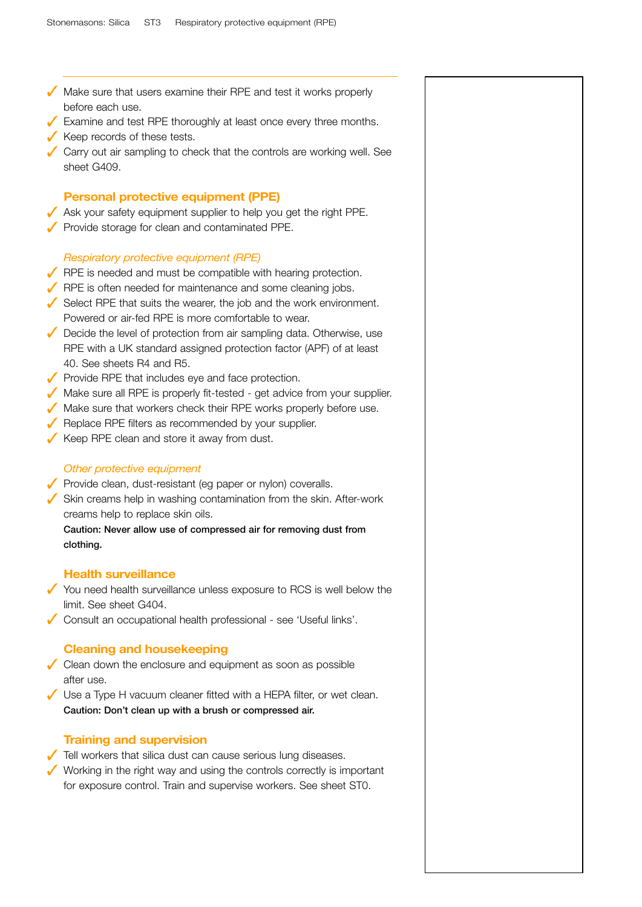- ✓ Make sure that users examine their RPE and test it works properly before each use.
- ✓ Examine and test RPE thoroughly at least once every three months.
- ✓ Keep records of these tests.
- ✓ Carry out air sampling to check that the controls are working well. See sheet G409.

## Personal protective equipment (PPE)

- ✓ Ask your safety equipment supplier to help you get the right PPE.
- ✓ Provide storage for clean and contaminated PPE.

### *Respiratory protective equipment (RPE)*

- ✓ RPE is needed and must be compatible with hearing protection.
- ✓ RPE is often needed for maintenance and some cleaning jobs.
- ✓ Select RPE that suits the wearer, the job and the work environment. Powered or air-fed RPE is more comfortable to wear.
- ✓ Decide the level of protection from air sampling data. Otherwise, use RPE with a UK standard assigned protection factor (APF) of at least 40. See sheets R4 and R5.
- ✓ Provide RPE that includes eye and face protection.
- ✓ Make sure all RPE is properly fit-tested - get advice from your supplier.
- ✓ Make sure that workers check their RPE works properly before use.
- ✓ Replace RPE filters as recommended by your supplier.
- ✓ Keep RPE clean and store it away from dust.

### *Other protective equipment*

- ✓ Provide clean, dust-resistant (eg paper or nylon) coveralls.
- ✓ Skin creams help in washing contamination from the skin. After-work creams help to replace skin oils.

**Caution: Never allow use of compressed air for removing dust from clothing.**

## Health surveillance

- ✓ You need health surveillance unless exposure to RCS is well below the limit. See sheet G404.
- ✓ Consult an occupational health professional - see 'Useful links'.

## Cleaning and housekeeping

- ✓ Clean down the enclosure and equipment as soon as possible after use.
- ✓ Use a Type H vacuum cleaner fitted with a HEPA filter, or wet clean.

**Caution: Don't clean up with a brush or compressed air.**

## Training and supervision

- ✓ Tell workers that silica dust can cause serious lung diseases.
- ✓ Working in the right way and using the controls correctly is important for exposure control. Train and supervise workers. See sheet ST0.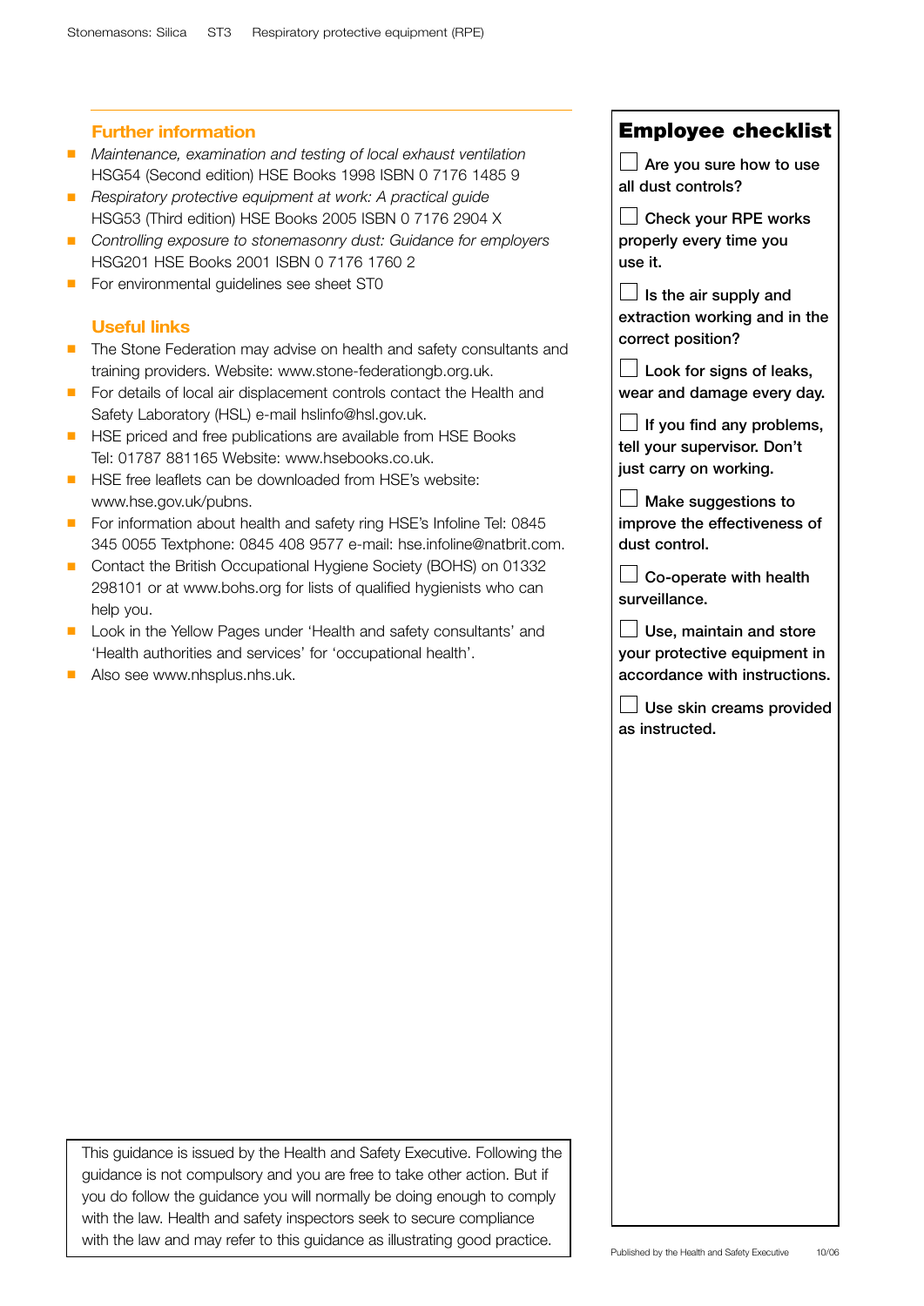## Further information

- *Maintenance, examination and testing of local exhaust ventilation* HSG54 (Second edition) HSE Books 1998 ISBN 0 7176 1485 9
- *Respiratory protective equipment at work: A practical guide* HSG53 (Third edition) HSE Books 2005 ISBN 0 7176 2904 X
- *Controlling exposure to stonemasonry dust: Guidance for employers* HSG201 HSE Books 2001 ISBN 0 7176 1760 2
- For environmental guidelines see sheet ST0

## Useful links

- The Stone Federation may advise on health and safety consultants and training providers. Website: www.stone-federationgb.org.uk.
- For details of local air displacement controls contact the Health and Safety Laboratory (HSL) e-mail hslinfo@hsl.gov.uk.
- HSE priced and free publications are available from HSE Books Tel: 01787 881165 Website: www.hsebooks.co.uk.
- HSE free leaflets can be downloaded from HSE's website: www.hse.gov.uk/pubns.
- For information about health and safety ring HSE's Infoline Tel: 0845 345 0055 Textphone: 0845 408 9577 e-mail: hse.infoline@natbrit.com.
- Contact the British Occupational Hygiene Society (BOHS) on 01332 298101 or at www.bohs.org for lists of qualified hygienists who can help you.
- Look in the Yellow Pages under 'Health and safety consultants' and 'Health authorities and services' for 'occupational health'.
- Also see www.nhsplus.nhs.uk.

This guidance is issued by the Health and Safety Executive. Following the guidance is not compulsory and you are free to take other action. But if you do follow the guidance you will normally be doing enough to comply with the law. Health and safety inspectors seek to secure compliance with the law and may refer to this guidance as illustrating good practice.

## Employee checklist

- [ ] **Are you sure how to use all dust controls?**
- [ ] **Check your RPE works properly every time you use it.**
- [ ] **Is the air supply and extraction working and in the correct position?**
- [ ] **Look for signs of leaks, wear and damage every day.**
- [ ] **If you find any problems, tell your supervisor. Don't just carry on working.**
- [ ] **Make suggestions to improve the effectiveness of dust control.**
- [ ] **Co-operate with health surveillance.**
- [ ] **Use, maintain and store your protective equipment in accordance with instructions.**
- [ ] **Use skin creams provided as instructed.**

Published by the Health and Safety Executive 10/06